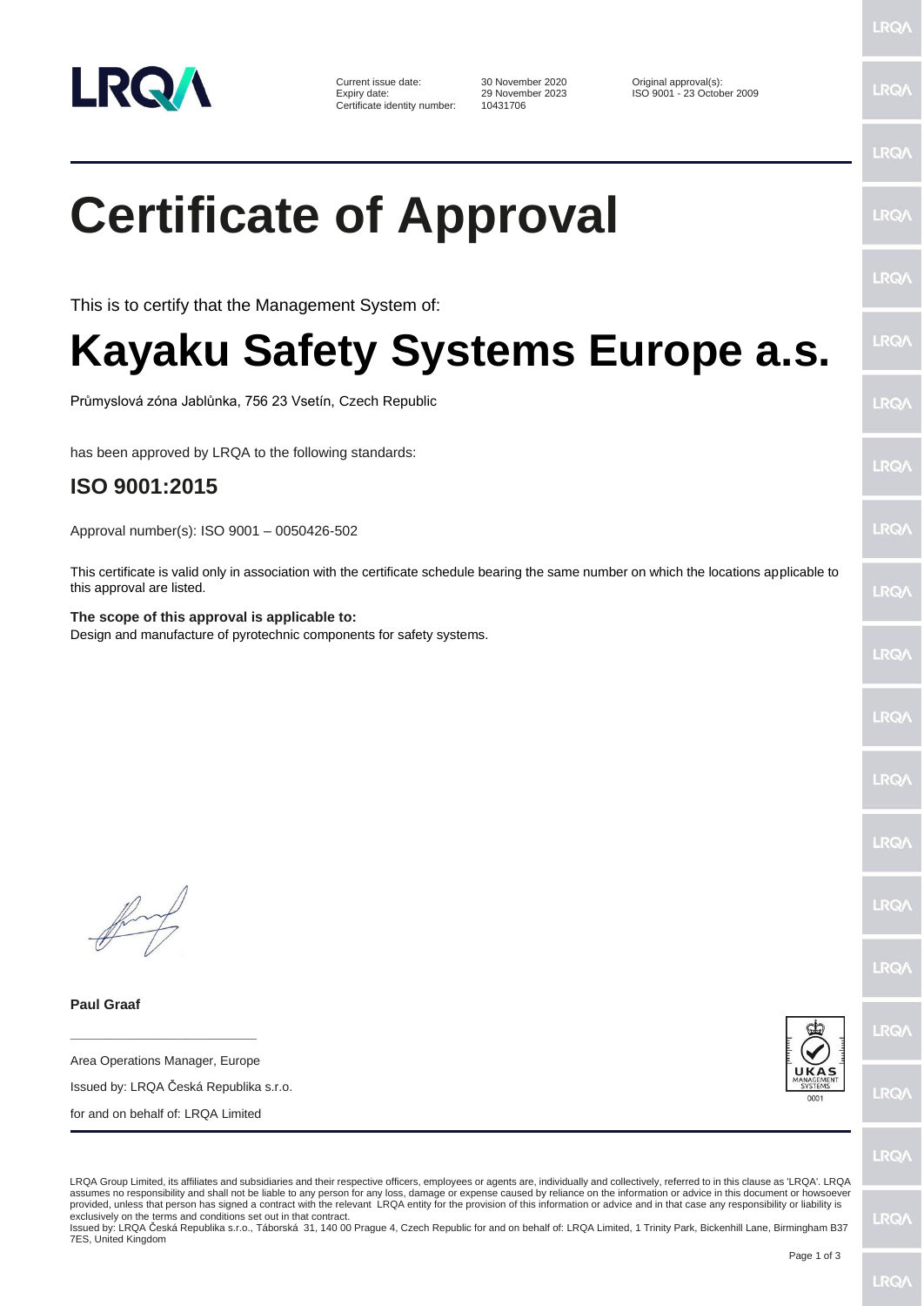Current issue date: 30 November 2020
Expiry date: 29 November 2023
Certificate identity number: 10431706

Original approval(s):
ISO 9001 - 23 October 2009

# Certificate of Approval

This is to certify that the Management System of:

# Kayaku Safety Systems Europe a.s.

Průmyslová zóna Jablůnka, 756 23 Vsetín, Czech Republic

has been approved by LRQA to the following standards:

## ISO 9001:2015

Approval number(s): ISO 9001 – 0050426-502

This certificate is valid only in association with the certificate schedule bearing the same number on which the locations applicable to this approval are listed.

**The scope of this approval is applicable to:**
Design and manufacture of pyrotechnic components for safety systems.

**Paul Graaf**

Area Operations Manager, Europe

Issued by: LRQA Česká Republika s.r.o.

for and on behalf of: LRQA Limited

LRQA Group Limited, its affiliates and subsidiaries and their respective officers, employees or agents are, individually and collectively, referred to in this clause as 'LRQA'. LRQA assumes no responsibility and shall not be liable to any person for any loss, damage or expense caused by reliance on the information or advice in this document or howsoever provided, unless that person has signed a contract with the relevant LRQA entity for the provision of this information or advice and in that case any responsibility or liability is exclusively on the terms and conditions set out in that contract.
Issued by: LRQA Česká Republika s.r.o., Táborská 31, 140 00 Prague 4, Czech Republic for and on behalf of: LRQA Limited, 1 Trinity Park, Bickenhill Lane, Birmingham B37 7ES, United Kingdom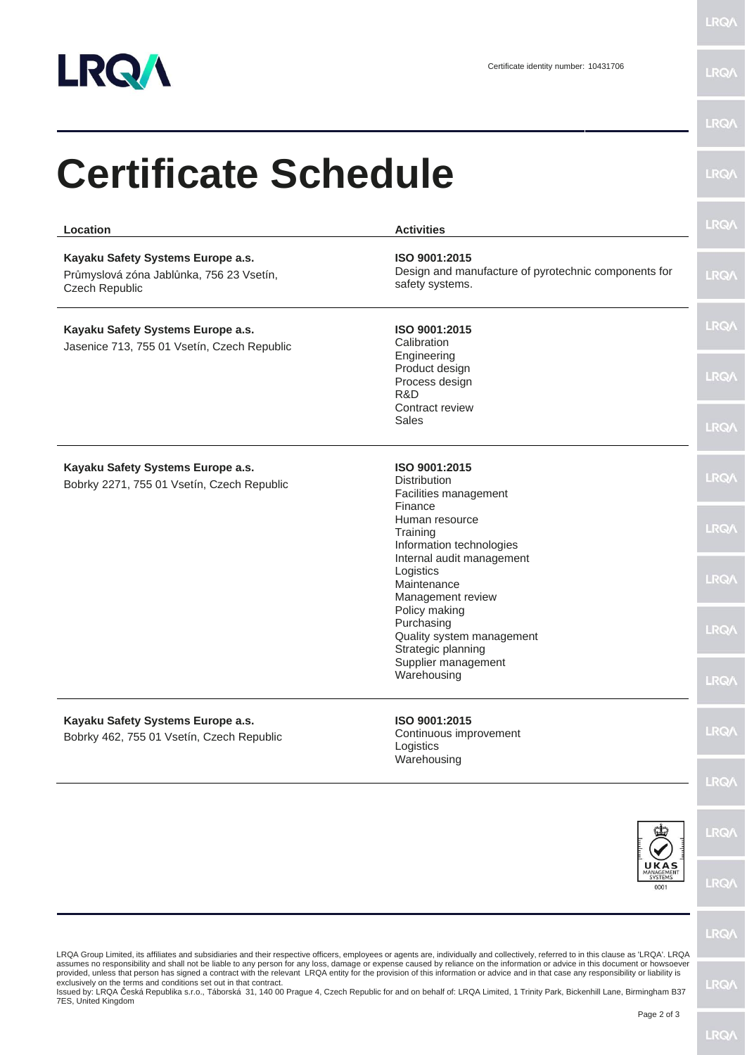Certificate identity number: 10431706

# Certificate Schedule

| Location | Activities |
|---|---|
| **Kayaku Safety Systems Europe a.s.**<br>Průmyslová zóna Jablůnka, 756 23 Vsetín, Czech Republic | **ISO 9001:2015**<br>Design and manufacture of pyrotechnic components for safety systems. |
| **Kayaku Safety Systems Europe a.s.**<br>Jasenice 713, 755 01 Vsetín, Czech Republic | **ISO 9001:2015**<br>Calibration<br>Engineering<br>Product design<br>Process design<br>R&D<br>Contract review<br>Sales |
| **Kayaku Safety Systems Europe a.s.**<br>Bobrky 2271, 755 01 Vsetín, Czech Republic | **ISO 9001:2015**<br>Distribution<br>Facilities management<br>Finance<br>Human resource<br>Training<br>Information technologies<br>Internal audit management<br>Logistics<br>Maintenance<br>Management review<br>Policy making<br>Purchasing<br>Quality system management<br>Strategic planning<br>Supplier management<br>Warehousing |
| **Kayaku Safety Systems Europe a.s.**<br>Bobrky 462, 755 01 Vsetín, Czech Republic | **ISO 9001:2015**<br>Continuous improvement<br>Logistics<br>Warehousing |

UKAS MANAGEMENT SYSTEMS 0001

LRQA Group Limited, its affiliates and subsidiaries and their respective officers, employees or agents are, individually and collectively, referred to in this clause as 'LRQA'. LRQA assumes no responsibility and shall not be liable to any person for any loss, damage or expense caused by reliance on the information or advice in this document or howsoever provided, unless that person has signed a contract with the relevant LRQA entity for the provision of this information or advice and in that case any responsibility or liability is exclusively on the terms and conditions set out in that contract.
Issued by: LRQA Česká Republika s.r.o., Táborská 31, 140 00 Prague 4, Czech Republic for and on behalf of: LRQA Limited, 1 Trinity Park, Bickenhill Lane, Birmingham B37 7ES, United Kingdom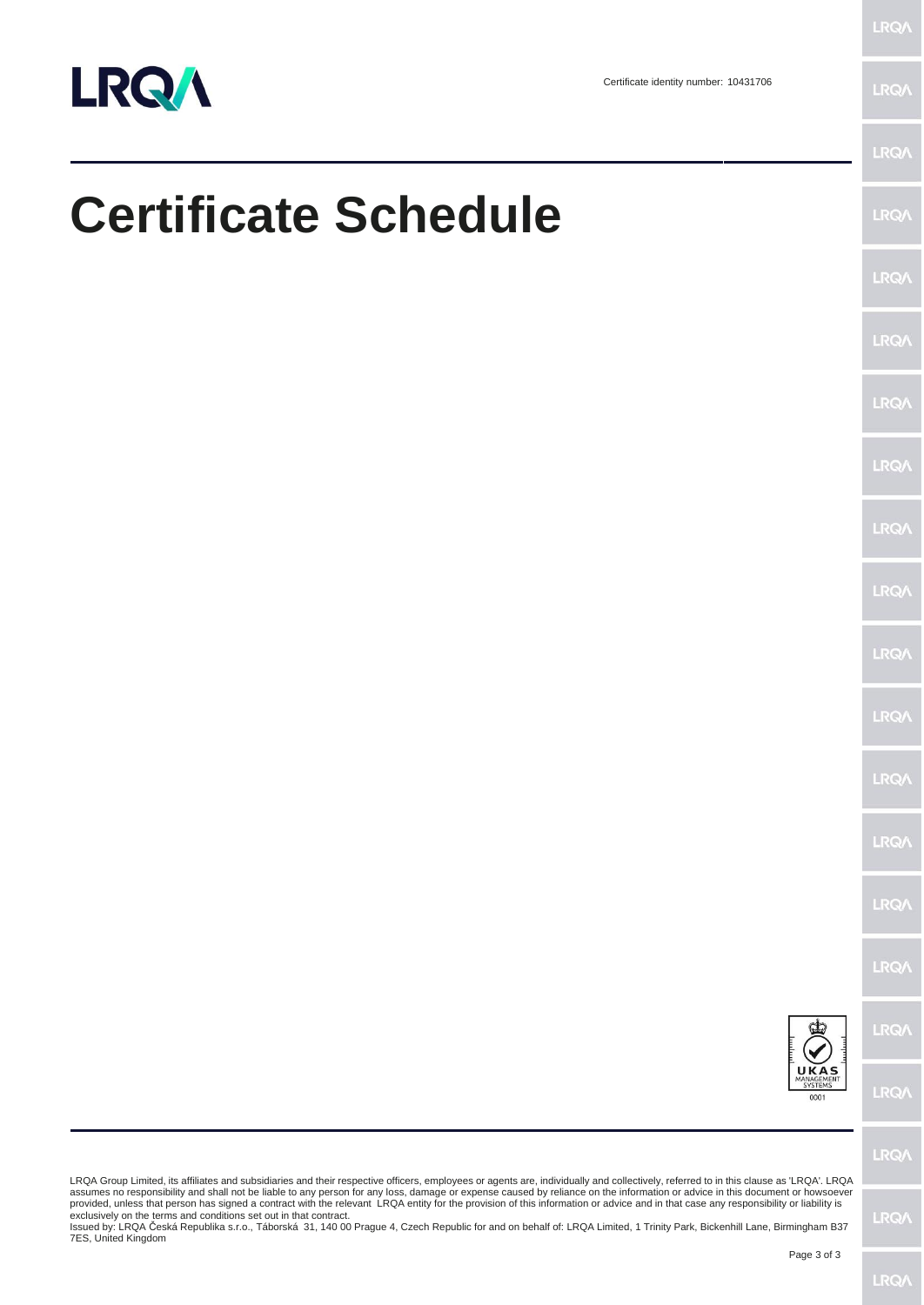Certificate identity number: 10431706

# Certificate Schedule

LRQA Group Limited, its affiliates and subsidiaries and their respective officers, employees or agents are, individually and collectively, referred to in this clause as 'LRQA'. LRQA assumes no responsibility and shall not be liable to any person for any loss, damage or expense caused by reliance on the information or advice in this document or howsoever provided, unless that person has signed a contract with the relevant LRQA entity for the provision of this information or advice and in that case any responsibility or liability is exclusively on the terms and conditions set out in that contract.
Issued by: LRQA Česká Republika s.r.o., Táborská 31, 140 00 Prague 4, Czech Republic for and on behalf of: LRQA Limited, 1 Trinity Park, Bickenhill Lane, Birmingham B37 7ES, United Kingdom